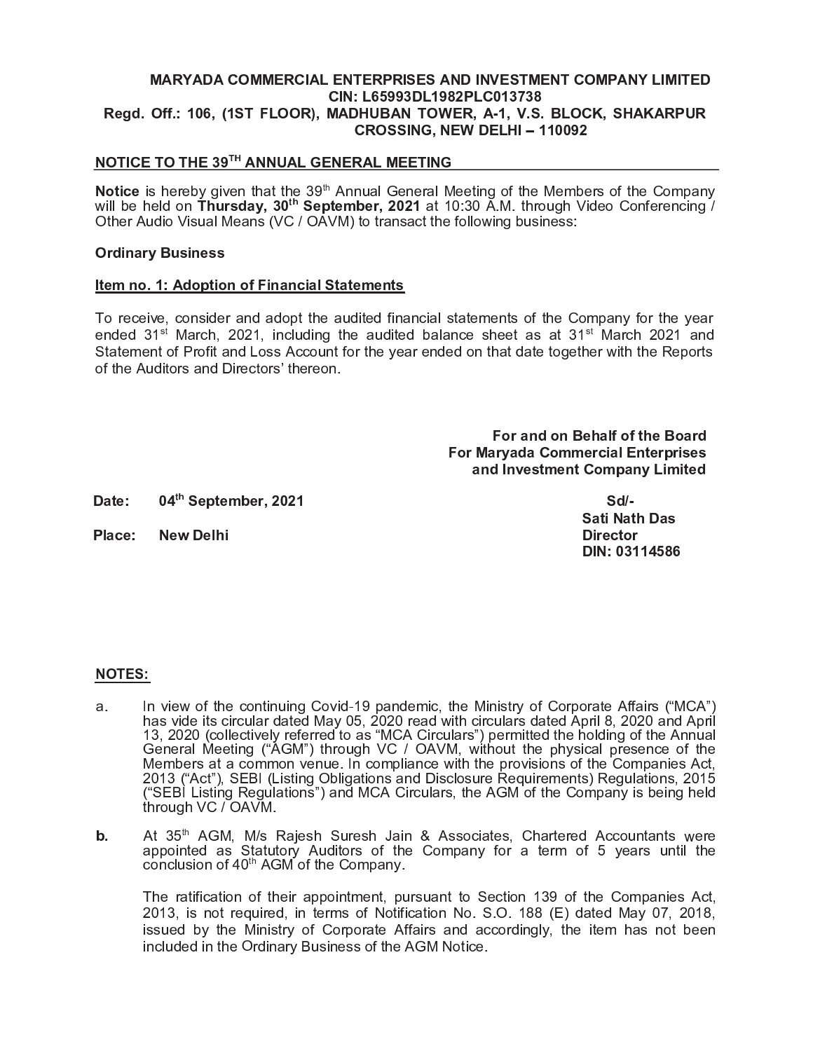**MARYADA COMMERCIAL ENTERPRISES AND INVESTMENT COMPANY LIMITED**
**CIN: L65993DL1982PLC013738**
**Regd. Off.: 106, (1ST FLOOR), MADHUBAN TOWER, A-1, V.S. BLOCK, SHAKARPUR CROSSING, NEW DELHI – 110092**

## NOTICE TO THE 39TH ANNUAL GENERAL MEETING

**Notice** is hereby given that the 39th Annual General Meeting of the Members of the Company will be held on **Thursday, 30th September, 2021** at 10:30 A.M. through Video Conferencing / Other Audio Visual Means (VC / OAVM) to transact the following business:

**Ordinary Business**

**Item no. 1: Adoption of Financial Statements**

To receive, consider and adopt the audited financial statements of the Company for the year ended 31st March, 2021, including the audited balance sheet as at 31st March 2021 and Statement of Profit and Loss Account for the year ended on that date together with the Reports of the Auditors and Directors' thereon.

**For and on Behalf of the Board**
**For Maryada Commercial Enterprises and Investment Company Limited**

**Date:** 04th September, 2021

**Place:** New Delhi

**Sd/-**
**Sati Nath Das**
**Director**
**DIN: 03114586**

## NOTES:

a. In view of the continuing Covid-19 pandemic, the Ministry of Corporate Affairs ("MCA") has vide its circular dated May 05, 2020 read with circulars dated April 8, 2020 and April 13, 2020 (collectively referred to as "MCA Circulars") permitted the holding of the Annual General Meeting ("AGM") through VC / OAVM, without the physical presence of the Members at a common venue. In compliance with the provisions of the Companies Act, 2013 ("Act"), SEBI (Listing Obligations and Disclosure Requirements) Regulations, 2015 ("SEBI Listing Regulations") and MCA Circulars, the AGM of the Company is being held through VC / OAVM.

**b.** At 35th AGM, M/s Rajesh Suresh Jain & Associates, Chartered Accountants were appointed as Statutory Auditors of the Company for a term of 5 years until the conclusion of 40th AGM of the Company.

The ratification of their appointment, pursuant to Section 139 of the Companies Act, 2013, is not required, in terms of Notification No. S.O. 188 (E) dated May 07, 2018, issued by the Ministry of Corporate Affairs and accordingly, the item has not been included in the Ordinary Business of the AGM Notice.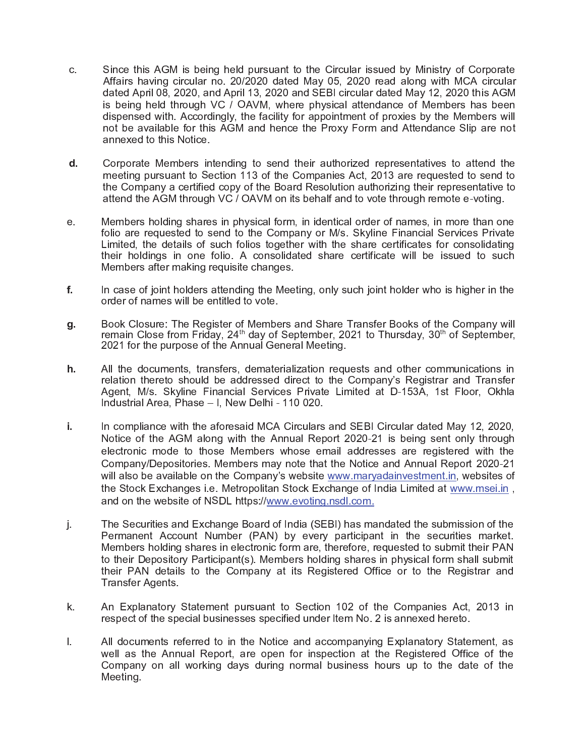c. Since this AGM is being held pursuant to the Circular issued by Ministry of Corporate Affairs having circular no. 20/2020 dated May 05, 2020 read along with MCA circular dated April 08, 2020, and April 13, 2020 and SEBI circular dated May 12, 2020 this AGM is being held through VC / OAVM, where physical attendance of Members has been dispensed with. Accordingly, the facility for appointment of proxies by the Members will not be available for this AGM and hence the Proxy Form and Attendance Slip are not annexed to this Notice.

**d.** Corporate Members intending to send their authorized representatives to attend the meeting pursuant to Section 113 of the Companies Act, 2013 are requested to send to the Company a certified copy of the Board Resolution authorizing their representative to attend the AGM through VC / OAVM on its behalf and to vote through remote e-voting.

e. Members holding shares in physical form, in identical order of names, in more than one folio are requested to send to the Company or M/s. Skyline Financial Services Private Limited, the details of such folios together with the share certificates for consolidating their holdings in one folio. A consolidated share certificate will be issued to such Members after making requisite changes.

**f.** In case of joint holders attending the Meeting, only such joint holder who is higher in the order of names will be entitled to vote.

**g.** Book Closure: The Register of Members and Share Transfer Books of the Company will remain Close from Friday, 24th day of September, 2021 to Thursday, 30th of September, 2021 for the purpose of the Annual General Meeting.

**h.** All the documents, transfers, dematerialization requests and other communications in relation thereto should be addressed direct to the Company's Registrar and Transfer Agent, M/s. Skyline Financial Services Private Limited at D-153A, 1st Floor, Okhla Industrial Area, Phase – I, New Delhi - 110 020.

**i.** In compliance with the aforesaid MCA Circulars and SEBI Circular dated May 12, 2020, Notice of the AGM along with the Annual Report 2020-21 is being sent only through electronic mode to those Members whose email addresses are registered with the Company/Depositories. Members may note that the Notice and Annual Report 2020-21 will also be available on the Company's website www.maryadainvestment.in, websites of the Stock Exchanges i.e. Metropolitan Stock Exchange of India Limited at www.msei.in , and on the website of NSDL https://www.evoting.nsdl.com.

j. The Securities and Exchange Board of India (SEBI) has mandated the submission of the Permanent Account Number (PAN) by every participant in the securities market. Members holding shares in electronic form are, therefore, requested to submit their PAN to their Depository Participant(s). Members holding shares in physical form shall submit their PAN details to the Company at its Registered Office or to the Registrar and Transfer Agents.

k. An Explanatory Statement pursuant to Section 102 of the Companies Act, 2013 in respect of the special businesses specified under Item No. 2 is annexed hereto.

l. All documents referred to in the Notice and accompanying Explanatory Statement, as well as the Annual Report, are open for inspection at the Registered Office of the Company on all working days during normal business hours up to the date of the Meeting.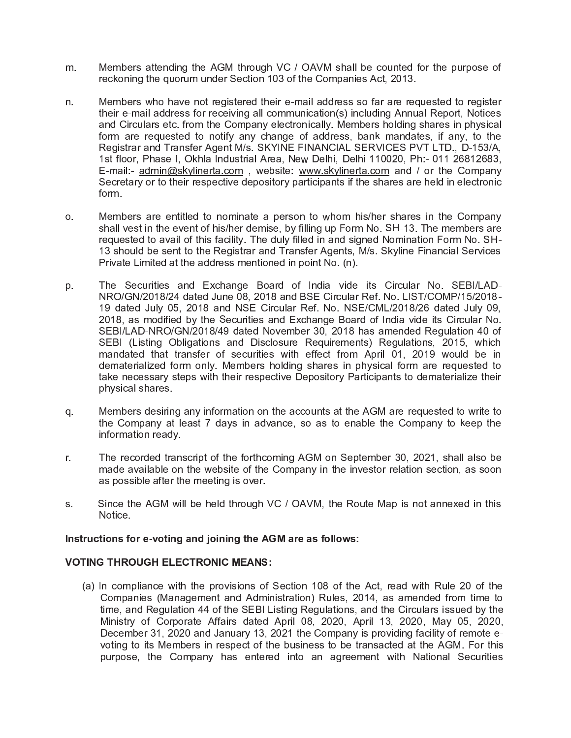m. Members attending the AGM through VC / OAVM shall be counted for the purpose of reckoning the quorum under Section 103 of the Companies Act, 2013.

n. Members who have not registered their e-mail address so far are requested to register their e-mail address for receiving all communication(s) including Annual Report, Notices and Circulars etc. from the Company electronically. Members holding shares in physical form are requested to notify any change of address, bank mandates, if any, to the Registrar and Transfer Agent M/s. SKYINE FINANCIAL SERVICES PVT LTD., D-153/A, 1st floor, Phase I, Okhla Industrial Area, New Delhi, Delhi 110020, Ph:- 011 26812683, E-mail:- admin@skylinerta.com , website: www.skylinerta.com and / or the Company Secretary or to their respective depository participants if the shares are held in electronic form.

o. Members are entitled to nominate a person to whom his/her shares in the Company shall vest in the event of his/her demise, by filling up Form No. SH-13. The members are requested to avail of this facility. The duly filled in and signed Nomination Form No. SH-13 should be sent to the Registrar and Transfer Agents, M/s. Skyline Financial Services Private Limited at the address mentioned in point No. (n).

p. The Securities and Exchange Board of India vide its Circular No. SEBI/LAD-NRO/GN/2018/24 dated June 08, 2018 and BSE Circular Ref. No. LIST/COMP/15/2018-19 dated July 05, 2018 and NSE Circular Ref. No. NSE/CML/2018/26 dated July 09, 2018, as modified by the Securities and Exchange Board of India vide its Circular No. SEBI/LAD-NRO/GN/2018/49 dated November 30, 2018 has amended Regulation 40 of SEBI (Listing Obligations and Disclosure Requirements) Regulations, 2015, which mandated that transfer of securities with effect from April 01, 2019 would be in dematerialized form only. Members holding shares in physical form are requested to take necessary steps with their respective Depository Participants to dematerialize their physical shares.

q. Members desiring any information on the accounts at the AGM are requested to write to the Company at least 7 days in advance, so as to enable the Company to keep the information ready.

r. The recorded transcript of the forthcoming AGM on September 30, 2021, shall also be made available on the website of the Company in the investor relation section, as soon as possible after the meeting is over.

s. Since the AGM will be held through VC / OAVM, the Route Map is not annexed in this Notice.

**Instructions for e-voting and joining the AGM are as follows:**

**VOTING THROUGH ELECTRONIC MEANS:**

(a) In compliance with the provisions of Section 108 of the Act, read with Rule 20 of the Companies (Management and Administration) Rules, 2014, as amended from time to time, and Regulation 44 of the SEBI Listing Regulations, and the Circulars issued by the Ministry of Corporate Affairs dated April 08, 2020, April 13, 2020, May 05, 2020, December 31, 2020 and January 13, 2021 the Company is providing facility of remote e-voting to its Members in respect of the business to be transacted at the AGM. For this purpose, the Company has entered into an agreement with National Securities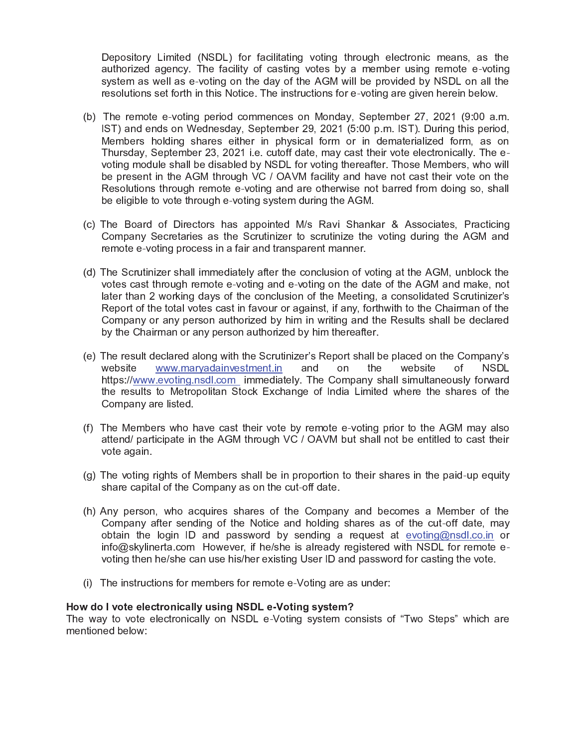Depository Limited (NSDL) for facilitating voting through electronic means, as the authorized agency. The facility of casting votes by a member using remote e-voting system as well as e-voting on the day of the AGM will be provided by NSDL on all the resolutions set forth in this Notice. The instructions for e-voting are given herein below.

(b) The remote e-voting period commences on Monday, September 27, 2021 (9:00 a.m. IST) and ends on Wednesday, September 29, 2021 (5:00 p.m. IST). During this period, Members holding shares either in physical form or in dematerialized form, as on Thursday, September 23, 2021 i.e. cutoff date, may cast their vote electronically. The e-voting module shall be disabled by NSDL for voting thereafter. Those Members, who will be present in the AGM through VC / OAVM facility and have not cast their vote on the Resolutions through remote e-voting and are otherwise not barred from doing so, shall be eligible to vote through e-voting system during the AGM.

(c) The Board of Directors has appointed M/s Ravi Shankar & Associates, Practicing Company Secretaries as the Scrutinizer to scrutinize the voting during the AGM and remote e-voting process in a fair and transparent manner.

(d) The Scrutinizer shall immediately after the conclusion of voting at the AGM, unblock the votes cast through remote e-voting and e-voting on the date of the AGM and make, not later than 2 working days of the conclusion of the Meeting, a consolidated Scrutinizer's Report of the total votes cast in favour or against, if any, forthwith to the Chairman of the Company or any person authorized by him in writing and the Results shall be declared by the Chairman or any person authorized by him thereafter.

(e) The result declared along with the Scrutinizer's Report shall be placed on the Company's website www.maryadainvestment.in and on the website of NSDL https://www.evoting.nsdl.com immediately. The Company shall simultaneously forward the results to Metropolitan Stock Exchange of India Limited where the shares of the Company are listed.

(f) The Members who have cast their vote by remote e-voting prior to the AGM may also attend/ participate in the AGM through VC / OAVM but shall not be entitled to cast their vote again.

(g) The voting rights of Members shall be in proportion to their shares in the paid-up equity share capital of the Company as on the cut-off date.

(h) Any person, who acquires shares of the Company and becomes a Member of the Company after sending of the Notice and holding shares as of the cut-off date, may obtain the login ID and password by sending a request at evoting@nsdl.co.in or info@skylinerta.com However, if he/she is already registered with NSDL for remote e-voting then he/she can use his/her existing User ID and password for casting the vote.

(i) The instructions for members for remote e-Voting are as under:

**How do I vote electronically using NSDL e-Voting system?**

The way to vote electronically on NSDL e-Voting system consists of "Two Steps" which are mentioned below: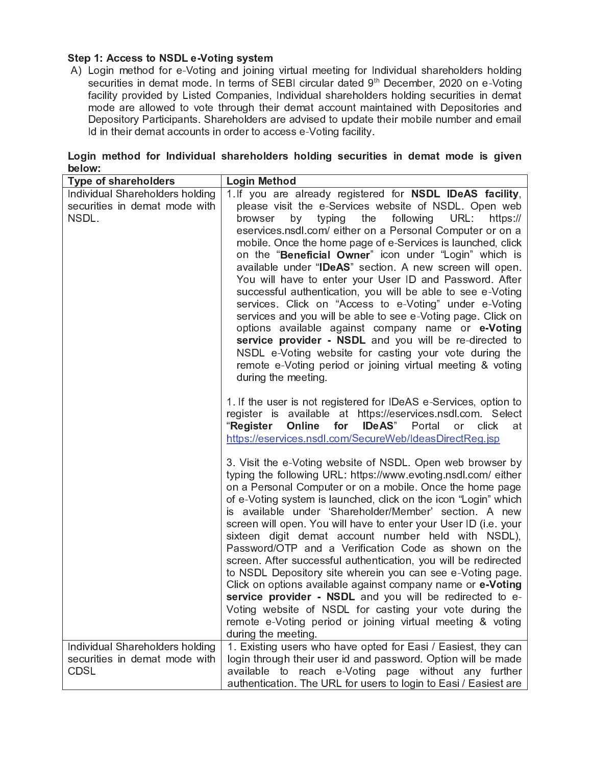**Step 1: Access to NSDL e-Voting system**

A) Login method for e-Voting and joining virtual meeting for Individual shareholders holding securities in demat mode. In terms of SEBI circular dated 9th December, 2020 on e-Voting facility provided by Listed Companies, Individual shareholders holding securities in demat mode are allowed to vote through their demat account maintained with Depositories and Depository Participants. Shareholders are advised to update their mobile number and email Id in their demat accounts in order to access e-Voting facility.

**Login method for Individual shareholders holding securities in demat mode is given below:**

| Type of shareholders | Login Method |
|---|---|
| Individual Shareholders holding securities in demat mode with NSDL. | 1. If you are already registered for **NSDL IDeAS facility**, please visit the e-Services website of NSDL. Open web browser by typing the following URL: https:// eservices.nsdl.com/ either on a Personal Computer or on a mobile. Once the home page of e-Services is launched, click on the "**Beneficial Owner**" icon under "Login" which is available under "**IDeAS**" section. A new screen will open. You will have to enter your User ID and Password. After successful authentication, you will be able to see e-Voting services. Click on "Access to e-Voting" under e-Voting services and you will be able to see e-Voting page. Click on options available against company name or **e-Voting service provider - NSDL** and you will be re-directed to NSDL e-Voting website for casting your vote during the remote e-Voting period or joining virtual meeting & voting during the meeting.<br><br>1. If the user is not registered for IDeAS e-Services, option to register is available at https://eservices.nsdl.com. Select "**Register Online for IDeAS**" Portal or click at https://eservices.nsdl.com/SecureWeb/IdeasDirectReg.jsp<br><br>3. Visit the e-Voting website of NSDL. Open web browser by typing the following URL: https://www.evoting.nsdl.com/ either on a Personal Computer or on a mobile. Once the home page of e-Voting system is launched, click on the icon "Login" which is available under 'Shareholder/Member' section. A new screen will open. You will have to enter your User ID (i.e. your sixteen digit demat account number held with NSDL), Password/OTP and a Verification Code as shown on the screen. After successful authentication, you will be redirected to NSDL Depository site wherein you can see e-Voting page. Click on options available against company name or **e-Voting service provider - NSDL** and you will be redirected to e-Voting website of NSDL for casting your vote during the remote e-Voting period or joining virtual meeting & voting during the meeting. |
| Individual Shareholders holding securities in demat mode with CDSL | 1. Existing users who have opted for Easi / Easiest, they can login through their user id and password. Option will be made available to reach e-Voting page without any further authentication. The URL for users to login to Easi / Easiest are |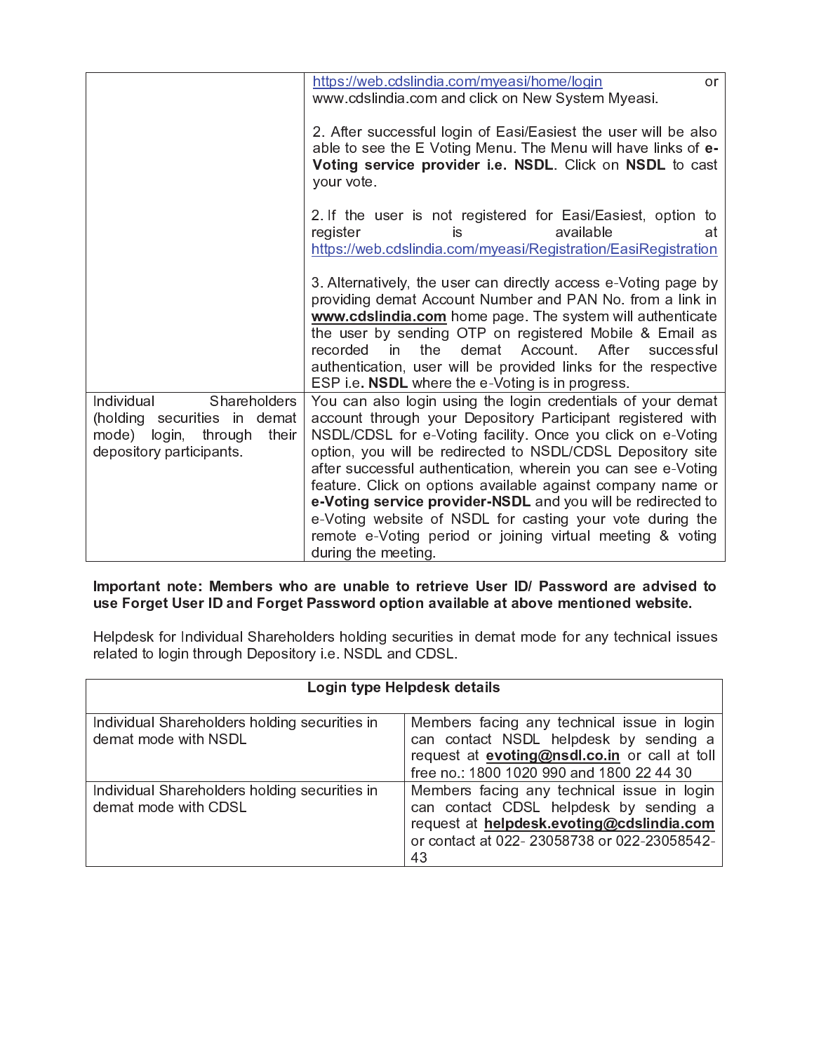| | |
|---|---|
| | https://web.cdslindia.com/myeasi/home/login or www.cdslindia.com and click on New System Myeasi.<br><br>2. After successful login of Easi/Easiest the user will be also able to see the E Voting Menu. The Menu will have links of **e-Voting service provider i.e. NSDL**. Click on **NSDL** to cast your vote.<br><br>2. If the user is not registered for Easi/Easiest, option to register is available at https://web.cdslindia.com/myeasi/Registration/EasiRegistration<br><br>3. Alternatively, the user can directly access e-Voting page by providing demat Account Number and PAN No. from a link in **www.cdslindia.com** home page. The system will authenticate the user by sending OTP on registered Mobile & Email as recorded in the demat Account. After successful authentication, user will be provided links for the respective ESP i.e**. NSDL** where the e-Voting is in progress. |
| Individual Shareholders (holding securities in demat mode) login, through their depository participants. | You can also login using the login credentials of your demat account through your Depository Participant registered with NSDL/CDSL for e-Voting facility. Once you click on e-Voting option, you will be redirected to NSDL/CDSL Depository site after successful authentication, wherein you can see e-Voting feature. Click on options available against company name or **e-Voting service provider-NSDL** and you will be redirected to e-Voting website of NSDL for casting your vote during the remote e-Voting period or joining virtual meeting & voting during the meeting. |

**Important note: Members who are unable to retrieve User ID/ Password are advised to use Forget User ID and Forget Password option available at above mentioned website.**

Helpdesk for Individual Shareholders holding securities in demat mode for any technical issues related to login through Depository i.e. NSDL and CDSL.

| **Login type Helpdesk details** | |
|---|---|
| Individual Shareholders holding securities in demat mode with NSDL | Members facing any technical issue in login can contact NSDL helpdesk by sending a request at **evoting@nsdl.co.in** or call at toll free no.: 1800 1020 990 and 1800 22 44 30 |
| Individual Shareholders holding securities in demat mode with CDSL | Members facing any technical issue in login can contact CDSL helpdesk by sending a request at **helpdesk.evoting@cdslindia.com** or contact at 022- 23058738 or 022-23058542-43 |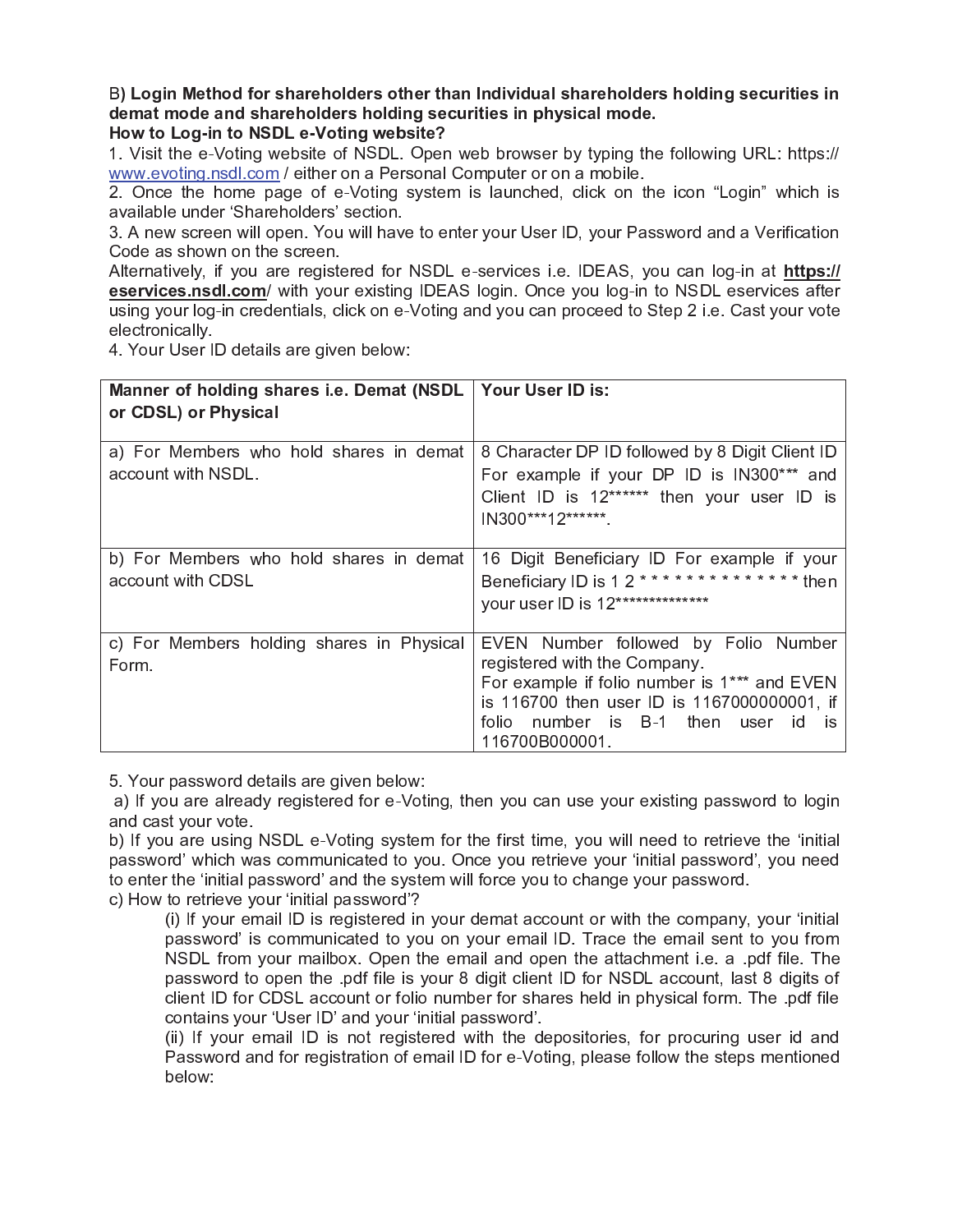B) **Login Method for shareholders other than Individual shareholders holding securities in demat mode and shareholders holding securities in physical mode.**

**How to Log-in to NSDL e-Voting website?**

1. Visit the e-Voting website of NSDL. Open web browser by typing the following URL: https:// www.evoting.nsdl.com / either on a Personal Computer or on a mobile.
2. Once the home page of e-Voting system is launched, click on the icon "Login" which is available under 'Shareholders' section.
3. A new screen will open. You will have to enter your User ID, your Password and a Verification Code as shown on the screen.

Alternatively, if you are registered for NSDL e-services i.e. IDEAS, you can log-in at **https:// eservices.nsdl.com**/ with your existing IDEAS login. Once you log-in to NSDL eservices after using your log-in credentials, click on e-Voting and you can proceed to Step 2 i.e. Cast your vote electronically.

4. Your User ID details are given below:

| **Manner of holding shares i.e. Demat (NSDL or CDSL) or Physical** | **Your User ID is:** |
|---|---|
| a) For Members who hold shares in demat account with NSDL. | 8 Character DP ID followed by 8 Digit Client ID For example if your DP ID is IN300*** and Client ID is 12****** then your user ID is IN300***12******. |
| b) For Members who hold shares in demat account with CDSL | 16 Digit Beneficiary ID For example if your Beneficiary ID is 1 2 * * * * * * * * * * * * * * then your user ID is 12************** |
| c) For Members holding shares in Physical Form. | EVEN Number followed by Folio Number registered with the Company. For example if folio number is 1*** and EVEN is 116700 then user ID is 1167000000001, if folio number is B-1 then user id is 116700B000001. |

5. Your password details are given below:

a) If you are already registered for e-Voting, then you can use your existing password to login and cast your vote.

b) If you are using NSDL e-Voting system for the first time, you will need to retrieve the 'initial password' which was communicated to you. Once you retrieve your 'initial password', you need to enter the 'initial password' and the system will force you to change your password.

c) How to retrieve your 'initial password'?

(i) If your email ID is registered in your demat account or with the company, your 'initial password' is communicated to you on your email ID. Trace the email sent to you from NSDL from your mailbox. Open the email and open the attachment i.e. a .pdf file. The password to open the .pdf file is your 8 digit client ID for NSDL account, last 8 digits of client ID for CDSL account or folio number for shares held in physical form. The .pdf file contains your 'User ID' and your 'initial password'.

(ii) If your email ID is not registered with the depositories, for procuring user id and Password and for registration of email ID for e-Voting, please follow the steps mentioned below: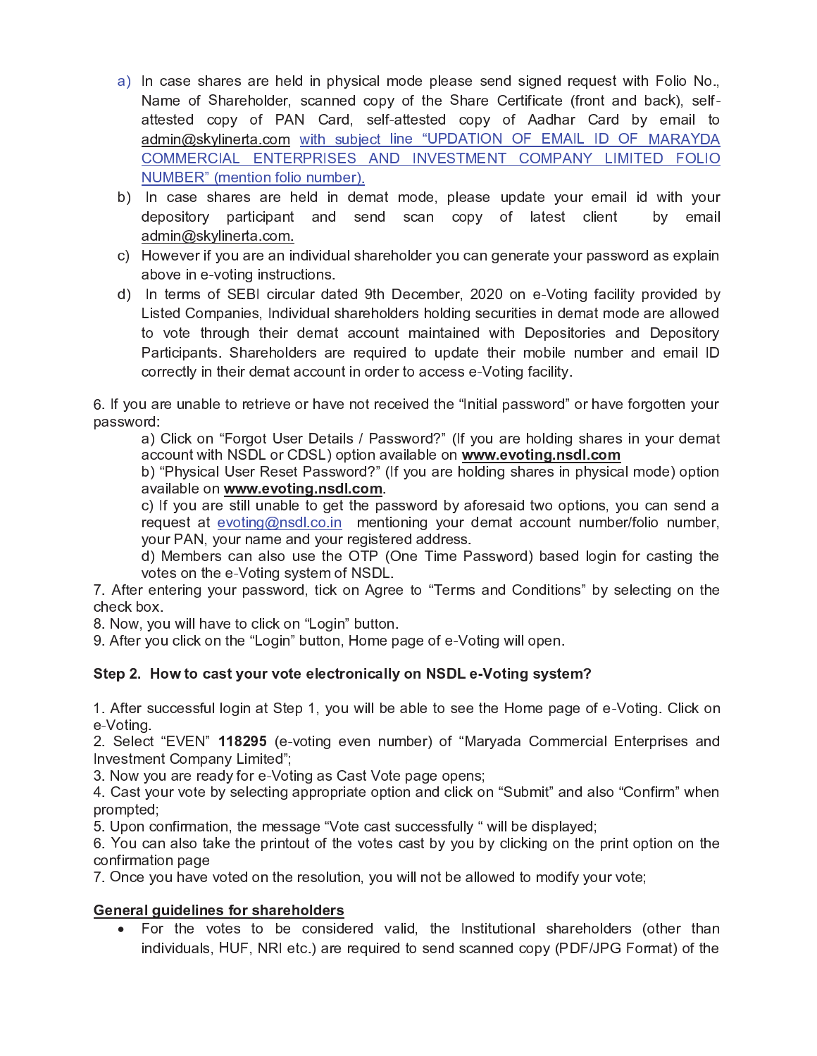a) In case shares are held in physical mode please send signed request with Folio No., Name of Shareholder, scanned copy of the Share Certificate (front and back), self-attested copy of PAN Card, self-attested copy of Aadhar Card by email to admin@skylinerta.com with subject line "UPDATION OF EMAIL ID OF MARAYDA COMMERCIAL ENTERPRISES AND INVESTMENT COMPANY LIMITED FOLIO NUMBER" (mention folio number).

b) In case shares are held in demat mode, please update your email id with your depository participant and send scan copy of latest client by email admin@skylinerta.com.

c) However if you are an individual shareholder you can generate your password as explain above in e-voting instructions.

d) In terms of SEBI circular dated 9th December, 2020 on e-Voting facility provided by Listed Companies, Individual shareholders holding securities in demat mode are allowed to vote through their demat account maintained with Depositories and Depository Participants. Shareholders are required to update their mobile number and email ID correctly in their demat account in order to access e-Voting facility.

6. If you are unable to retrieve or have not received the "Initial password" or have forgotten your password:

   a) Click on "Forgot User Details / Password?" (If you are holding shares in your demat account with NSDL or CDSL) option available on **www.evoting.nsdl.com**

   b) "Physical User Reset Password?" (If you are holding shares in physical mode) option available on **www.evoting.nsdl.com**.

   c) If you are still unable to get the password by aforesaid two options, you can send a request at evoting@nsdl.co.in mentioning your demat account number/folio number, your PAN, your name and your registered address.

   d) Members can also use the OTP (One Time Password) based login for casting the votes on the e-Voting system of NSDL.

7. After entering your password, tick on Agree to "Terms and Conditions" by selecting on the check box.
8. Now, you will have to click on "Login" button.
9. After you click on the "Login" button, Home page of e-Voting will open.

**Step 2. How to cast your vote electronically on NSDL e-Voting system?**

1. After successful login at Step 1, you will be able to see the Home page of e-Voting. Click on e-Voting.
2. Select "EVEN" **118295** (e-voting even number) of "Maryada Commercial Enterprises and Investment Company Limited";
3. Now you are ready for e-Voting as Cast Vote page opens;
4. Cast your vote by selecting appropriate option and click on "Submit" and also "Confirm" when prompted;
5. Upon confirmation, the message "Vote cast successfully " will be displayed;
6. You can also take the printout of the votes cast by you by clicking on the print option on the confirmation page
7. Once you have voted on the resolution, you will not be allowed to modify your vote;

**General guidelines for shareholders**

- For the votes to be considered valid, the Institutional shareholders (other than individuals, HUF, NRI etc.) are required to send scanned copy (PDF/JPG Format) of the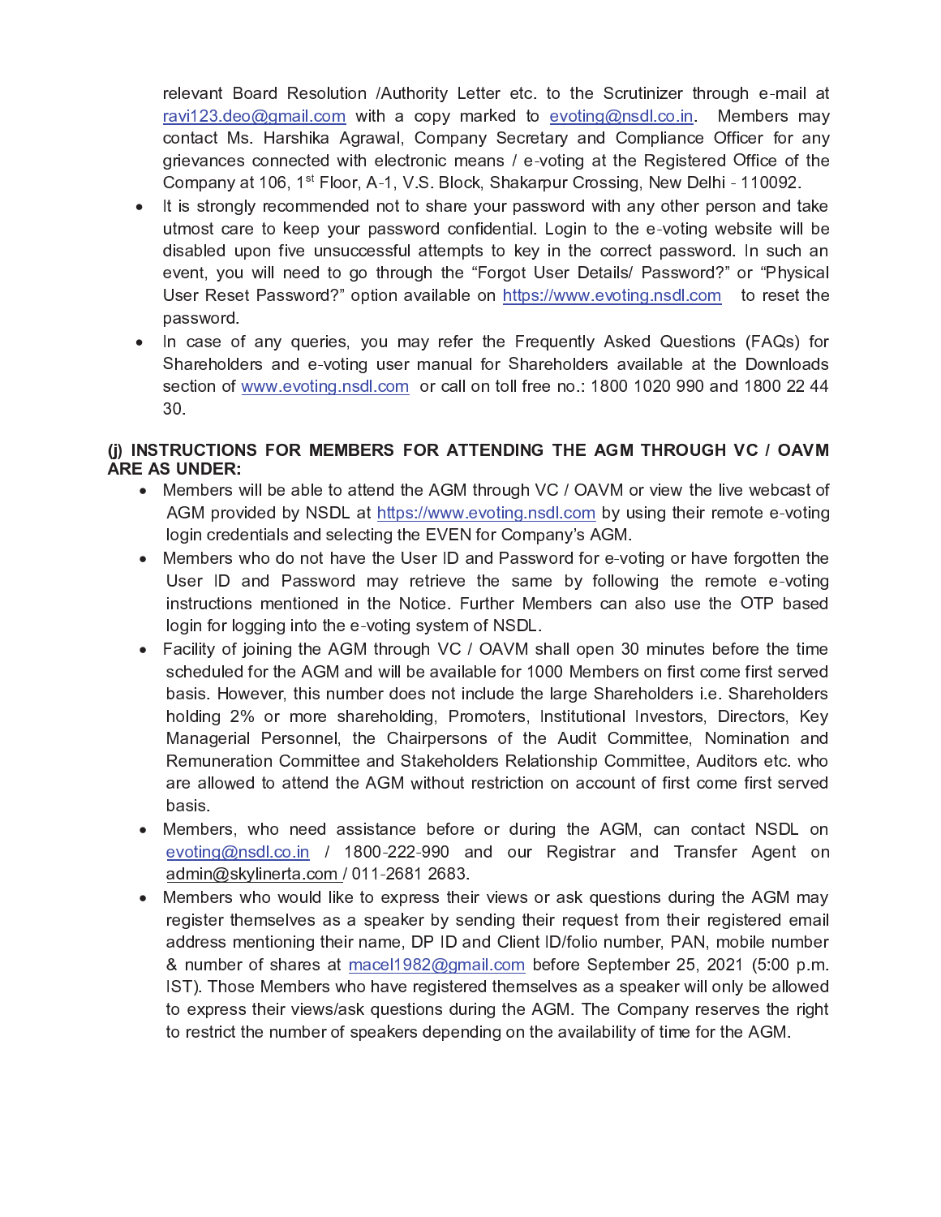relevant Board Resolution /Authority Letter etc. to the Scrutinizer through e-mail at ravi123.deo@gmail.com with a copy marked to evoting@nsdl.co.in. Members may contact Ms. Harshika Agrawal, Company Secretary and Compliance Officer for any grievances connected with electronic means / e-voting at the Registered Office of the Company at 106, 1st Floor, A-1, V.S. Block, Shakarpur Crossing, New Delhi - 110092.

- It is strongly recommended not to share your password with any other person and take utmost care to keep your password confidential. Login to the e-voting website will be disabled upon five unsuccessful attempts to key in the correct password. In such an event, you will need to go through the "Forgot User Details/ Password?" or "Physical User Reset Password?" option available on https://www.evoting.nsdl.com to reset the password.
- In case of any queries, you may refer the Frequently Asked Questions (FAQs) for Shareholders and e-voting user manual for Shareholders available at the Downloads section of www.evoting.nsdl.com or call on toll free no.: 1800 1020 990 and 1800 22 44 30.

**(j) INSTRUCTIONS FOR MEMBERS FOR ATTENDING THE AGM THROUGH VC / OAVM ARE AS UNDER:**

- Members will be able to attend the AGM through VC / OAVM or view the live webcast of AGM provided by NSDL at https://www.evoting.nsdl.com by using their remote e-voting login credentials and selecting the EVEN for Company's AGM.
- Members who do not have the User ID and Password for e-voting or have forgotten the User ID and Password may retrieve the same by following the remote e-voting instructions mentioned in the Notice. Further Members can also use the OTP based login for logging into the e-voting system of NSDL.
- Facility of joining the AGM through VC / OAVM shall open 30 minutes before the time scheduled for the AGM and will be available for 1000 Members on first come first served basis. However, this number does not include the large Shareholders i.e. Shareholders holding 2% or more shareholding, Promoters, Institutional Investors, Directors, Key Managerial Personnel, the Chairpersons of the Audit Committee, Nomination and Remuneration Committee and Stakeholders Relationship Committee, Auditors etc. who are allowed to attend the AGM without restriction on account of first come first served basis.
- Members, who need assistance before or during the AGM, can contact NSDL on evoting@nsdl.co.in / 1800-222-990 and our Registrar and Transfer Agent on admin@skylinerta.com / 011-2681 2683.
- Members who would like to express their views or ask questions during the AGM may register themselves as a speaker by sending their request from their registered email address mentioning their name, DP ID and Client ID/folio number, PAN, mobile number & number of shares at macel1982@gmail.com before September 25, 2021 (5:00 p.m. IST). Those Members who have registered themselves as a speaker will only be allowed to express their views/ask questions during the AGM. The Company reserves the right to restrict the number of speakers depending on the availability of time for the AGM.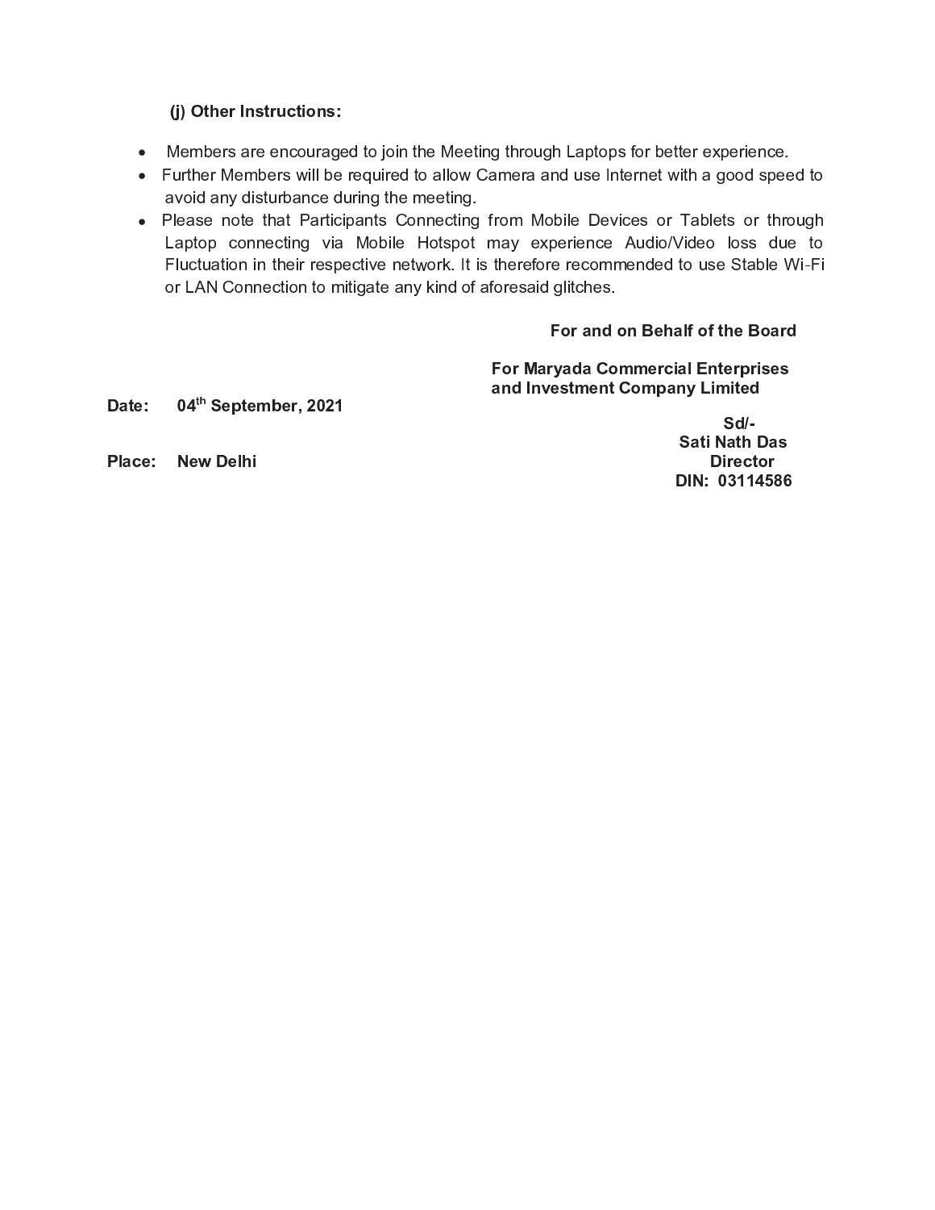**(j) Other Instructions:**

- Members are encouraged to join the Meeting through Laptops for better experience.
- Further Members will be required to allow Camera and use Internet with a good speed to avoid any disturbance during the meeting.
- Please note that Participants Connecting from Mobile Devices or Tablets or through Laptop connecting via Mobile Hotspot may experience Audio/Video loss due to Fluctuation in their respective network. It is therefore recommended to use Stable Wi-Fi or LAN Connection to mitigate any kind of aforesaid glitches.

**For and on Behalf of the Board**

**For Maryada Commercial Enterprises and Investment Company Limited**

**Date: 04th September, 2021**

**Place: New Delhi**

**Sd/-**
**Sati Nath Das**
**Director**
**DIN: 03114586**